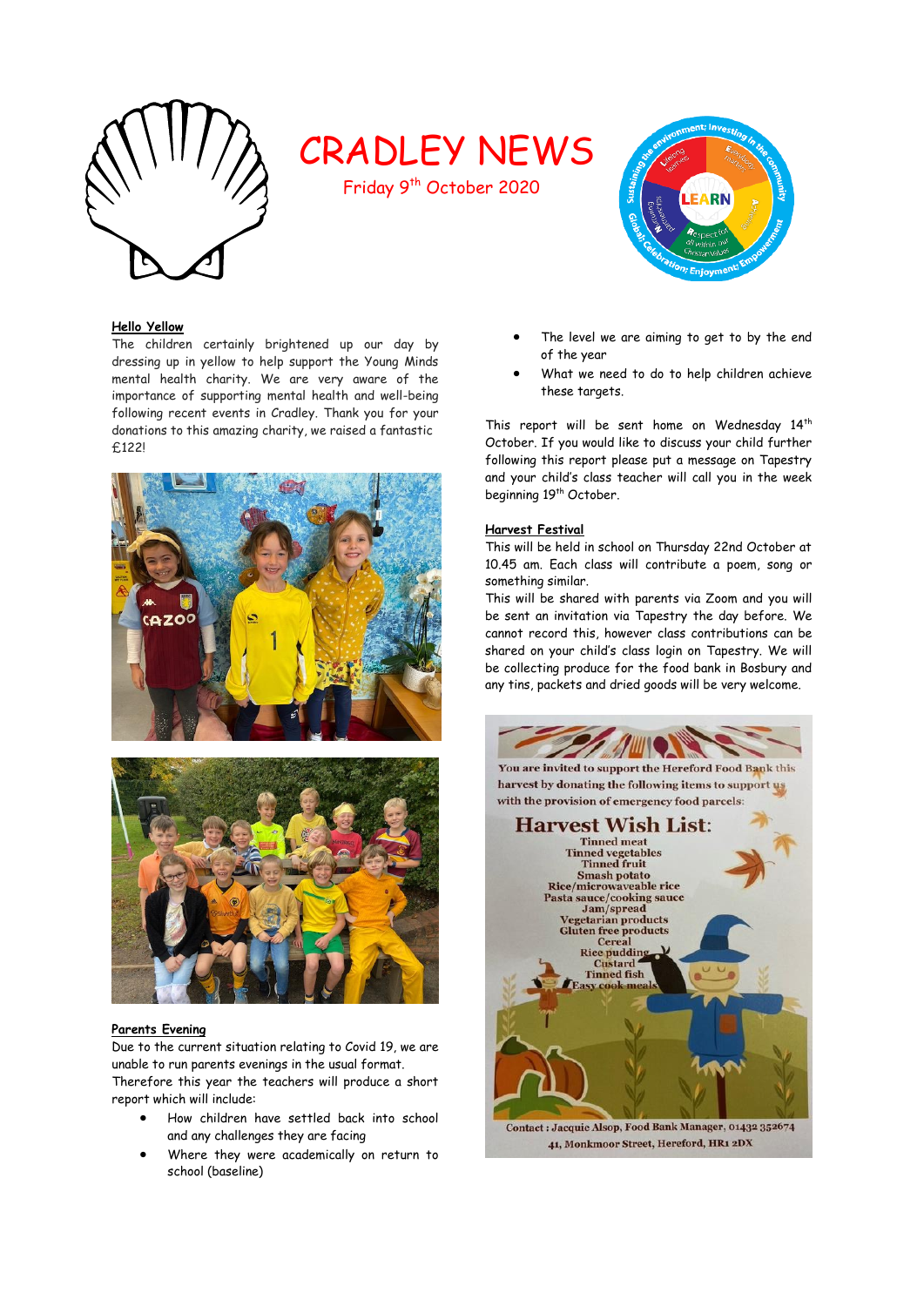# CRADLEY NEWS

Friday 9th October 2020

## Hello Yellow

The children certainly brightened up our day by dressing up in yellow to help support the Young Minds mental health charity. We are very aware of the importance of supporting mental health and well-being following recent events in Cradley. Thank you for your donations to this amazing charity, we raised a fantastic £122!

## Parents Evening

Due to the current situation relating to Covid 19, we are unable to run parents evenings in the usual format. Therefore this year the teachers will produce a short report which will include:

- How children have settled back into school and any challenges they are facing
- Where they were academically on return to school (baseline)
- The level we are aiming to get to by the end of the year
- What we need to do to help children achieve these targets.

This report will be sent home on Wednesday 14th October. If you would like to discuss your child further following this report please put a message on Tapestry and your child's class teacher will call you in the week beginning 19th October.

## Harvest Festival

This will be held in school on Thursday 22nd October at 10.45 am. Each class will contribute a poem, song or something similar.

This will be shared with parents via Zoom and you will be sent an invitation via Tapestry the day before. We cannot record this, however class contributions can be shared on your child's class login on Tapestry. We will be collecting produce for the food bank in Bosbury and any tins, packets and dried goods will be very welcome.

You are invited to support the Hereford Food Bank this harvest by donating the following items to support us with the provision of emergency food parcels:

**Harvest Wish List:**

Tinned meat
Tinned vegetables
Tinned fruit
Smash potato
Rice/microwaveable rice
Pasta sauce/cooking sauce
Jam/spread
Vegetarian products
Gluten free products
Cereal
Rice pudding
Custard
Tinned fish
Easy cook meals

Contact : Jacquie Alsop, Food Bank Manager, 01432 352674
41, Monkmoor Street, Hereford, HR1 2DX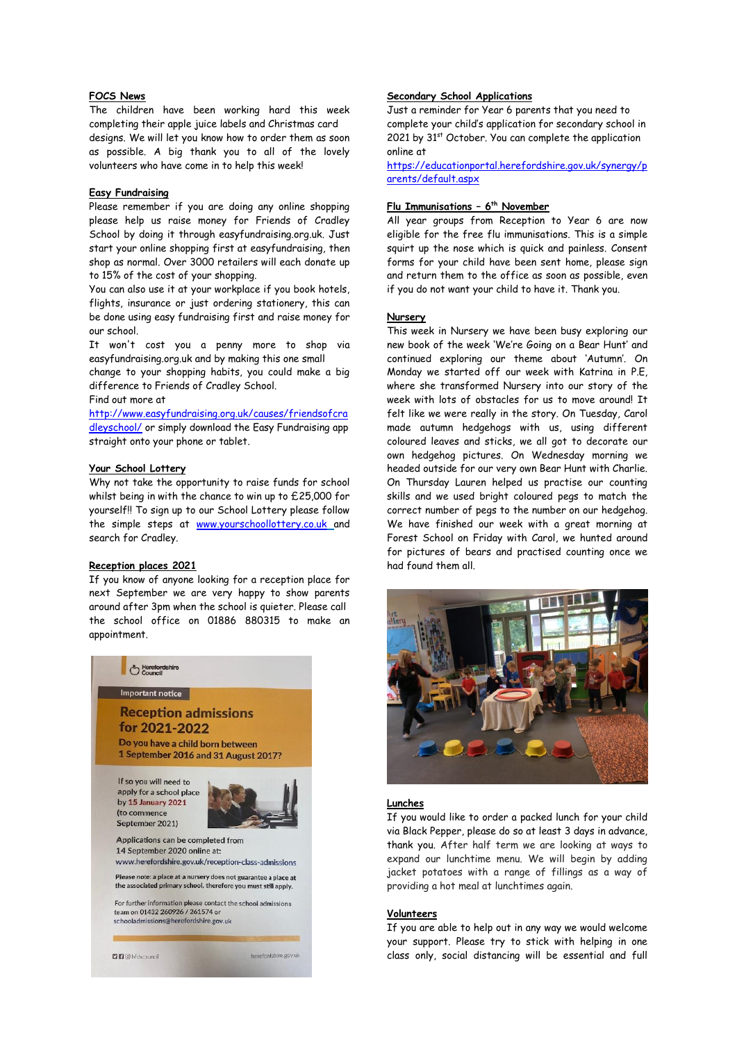### FOCS News

The children have been working hard this week completing their apple juice labels and Christmas card designs. We will let you know how to order them as soon as possible. A big thank you to all the lovely volunteers who have come in to help this week!

### Easy Fundraising

Please remember if you are doing any online shopping please help us raise money for Friends of Cradley School by doing it through easyfundraising.org.uk. Just start your online shopping first at easyfundraising, then shop as normal. Over 3000 retailers will each donate up to 15% of the cost of your shopping.

You can also use it at your workplace if you book hotels, flights, insurance or just ordering stationery, this can be done using easy fundraising first and raise money for our school.

It won't cost you a penny more to shop via easyfundraising.org.uk and by making this one small change to your shopping habits, you could make a big difference to Friends of Cradley School.

Find out more at http://www.easyfundraising.org.uk/causes/friendsofcradleyschool/ or simply download the Easy Fundraising app straight onto your phone or tablet.

### Your School Lottery

Why not take the opportunity to raise funds for school whilst being in with the chance to win up to £25,000 for yourself!! To sign up to our School Lottery please follow the simple steps at www.yourschoollottery.co.uk and search for Cradley.

### Reception places 2021

If you know of anyone looking for a reception place for next September we are very happy to show parents around after 3pm when the school is quieter. Please call the school office on 01886 880315 to make an appointment.

Herefordshire Council

Important notice

**Reception admissions for 2021-2022**

**Do you have a child born between 1 September 2016 and 31 August 2017?**

If so you will need to apply for a school place by 15 January 2021 (to commence September 2021)

Applications can be completed from 14 September 2020 online at: www.herefordshire.gov.uk/reception-class-admissions

Please note: a place at a nursery does not guarantee a place at the associated primary school, therefore you must still apply.

For further information please contact the school admissions team on 01432 260926 / 261574 or schooladmissions@herefordshire.gov.uk

hfdscouncil herefordshire.gov.uk

### Secondary School Applications

Just a reminder for Year 6 parents that you need to complete your child's application for secondary school in 2021 by 31st October. You can complete the application online at https://educationportal.herefordshire.gov.uk/synergy/parents/default.aspx

### Flu Immunisations – 6th November

All year groups from Reception to Year 6 are now eligible for the free flu immunisations. This is a simple squirt up the nose which is quick and painless. Consent forms for your child have been sent home, please sign and return them to the office as soon as possible, even if you do not want your child to have it. Thank you.

### Nursery

This week in Nursery we have been busy exploring our new book of the week 'We're Going on a Bear Hunt' and continued exploring our theme about 'Autumn'. On Monday we started off our week with Katrina in P.E, where she transformed Nursery into our story of the week with lots of obstacles for us to move around! It felt like we were really in the story. On Tuesday, Carol made autumn hedgehogs with us, using different coloured leaves and sticks, we all got to decorate our own hedgehog pictures. On Wednesday morning we headed outside for our very own Bear Hunt with Charlie. On Thursday Lauren helped us practise our counting skills and we used bright coloured pegs to match the correct number of pegs to the number on our hedgehog. We have finished our week with a great morning at Forest School on Friday with Carol, we hunted around for pictures of bears and practised counting once we had found them all.

### Lunches

If you would like to order a packed lunch for your child via Black Pepper, please do so at least 3 days in advance, thank you. After half term we are looking at ways to expand our lunchtime menu. We will begin by adding jacket potatoes with a range of fillings as a way of providing a hot meal at lunchtimes again.

### Volunteers

If you are able to help out in any way we would welcome your support. Please try to stick with helping in one class only, social distancing will be essential and full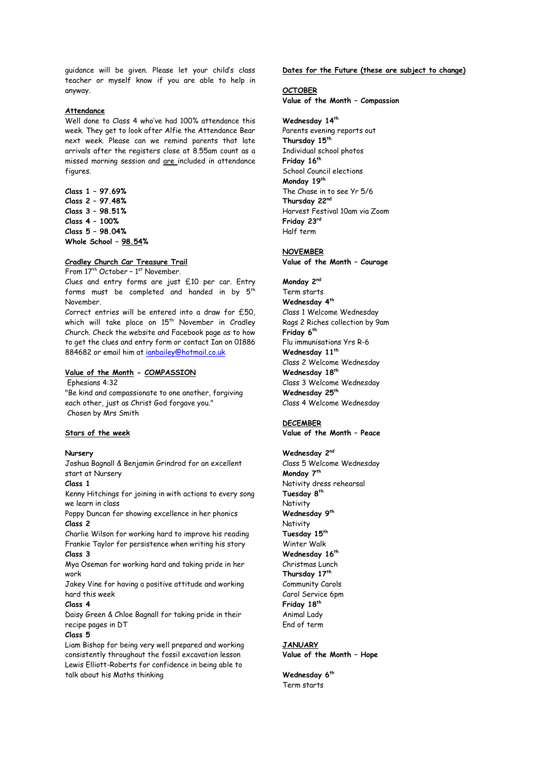guidance will be given. Please let your child's class teacher or myself know if you are able to help in anyway.

**Attendance**

Well done to Class 4 who've had 100% attendance this week. They get to look after Alfie the Attendance Bear next week. Please can we remind parents that late arrivals after the registers close at 8.55am count as a missed morning session and are included in attendance figures.

**Class 1 – 97.69%**
**Class 2 – 97.48%**
**Class 3 – 98.51%**
**Class 4 – 100%**
**Class 5 – 98.04%**
**Whole School – 98.54%**

**Cradley Church Car Treasure Trail**

From 17th October – 1st November.

Clues and entry forms are just £10 per car. Entry forms must be completed and handed in by 5th November.

Correct entries will be entered into a draw for £50, which will take place on 15th November in Cradley Church. Check the website and Facebook page as to how to get the clues and entry form or contact Ian on 01886 884682 or email him at ianbailey@hotmail.co.uk

**Value of the Month - COMPASSION**

Ephesians 4:32
"Be kind and compassionate to one another, forgiving each other, just as Christ God forgave you."
Chosen by Mrs Smith

**Stars of the week**

**Nursery**
Joshua Bagnall & Benjamin Grindrod for an excellent start at Nursery

**Class 1**
Kenny Hitchings for joining in with actions to every song we learn in class
Poppy Duncan for showing excellence in her phonics

**Class 2**
Charlie Wilson for working hard to improve his reading
Frankie Taylor for persistence when writing his story

**Class 3**
Mya Oseman for working hard and taking pride in her work
Jakey Vine for having a positive attitude and working hard this week

**Class 4**
Daisy Green & Chloe Bagnall for taking pride in their recipe pages in DT

**Class 5**
Liam Bishop for being very well prepared and working consistently throughout the fossil excavation lesson
Lewis Elliott-Roberts for confidence in being able to talk about his Maths thinking

**Dates for the Future (these are subject to change)**

**OCTOBER**
**Value of the Month – Compassion**

**Wednesday 14th**
Parents evening reports out
**Thursday 15th**
Individual school photos
**Friday 16th**
School Council elections
**Monday 19th**
The Chase in to see Yr 5/6
**Thursday 22nd**
Harvest Festival 10am via Zoom
**Friday 23rd**
Half term

**NOVEMBER**
**Value of the Month – Courage**

**Monday 2nd**
Term starts
**Wednesday 4th**
Class 1 Welcome Wednesday
Rags 2 Riches collection by 9am
**Friday 6th**
Flu immunisations Yrs R-6
**Wednesday 11th**
Class 2 Welcome Wednesday
**Wednesday 18th**
Class 3 Welcome Wednesday
**Wednesday 25th**
Class 4 Welcome Wednesday

**DECEMBER**
**Value of the Month – Peace**

**Wednesday 2nd**
Class 5 Welcome Wednesday
**Monday 7th**
Nativity dress rehearsal
**Tuesday 8th**
Nativity
**Wednesday 9th**
Nativity
**Tuesday 15th**
Winter Walk
**Wednesday 16th**
Christmas Lunch
**Thursday 17th**
Community Carols
Carol Service 6pm
**Friday 18th**
Animal Lady
End of term

**JANUARY**
**Value of the Month – Hope**

**Wednesday 6th**
Term starts